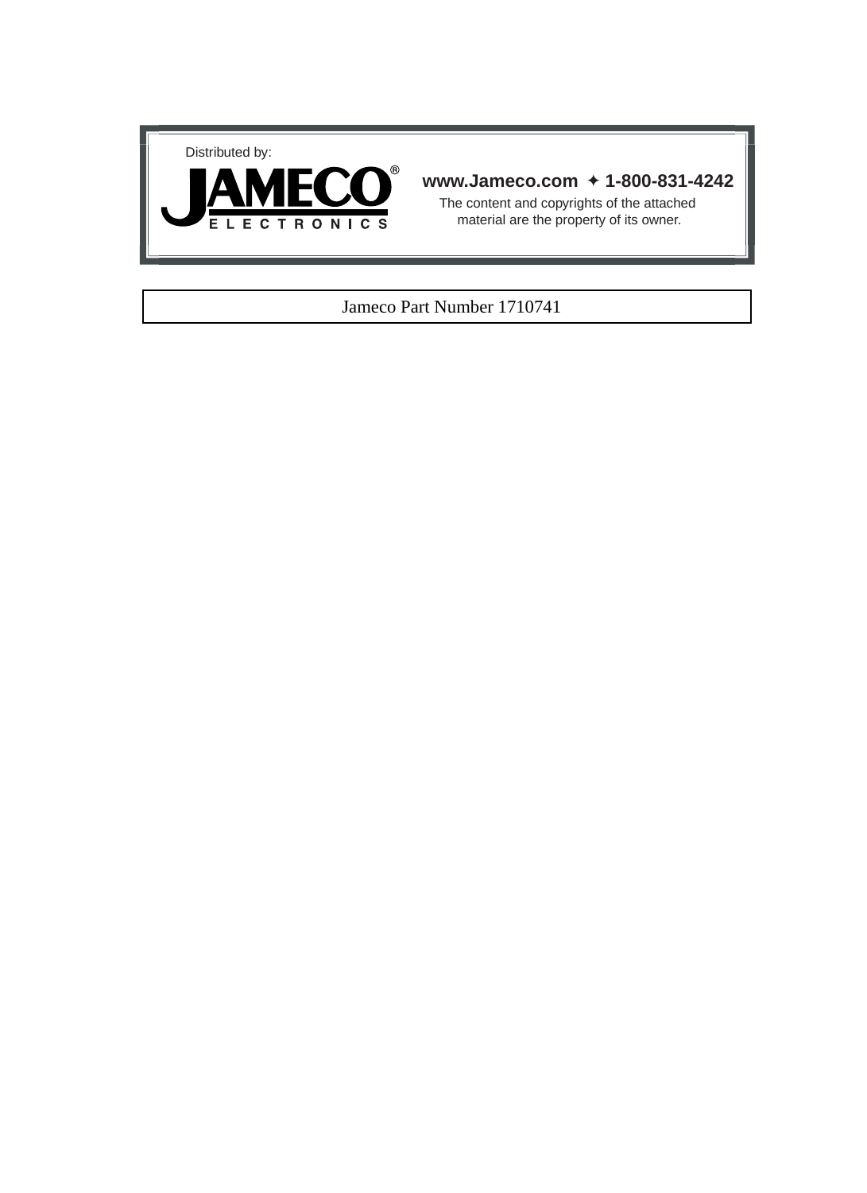Distributed by:

**JAMECO®**
ELECTRONICS

**www.Jameco.com ✦ 1-800-831-4242**

The content and copyrights of the attached material are the property of its owner.

Jameco Part Number 1710741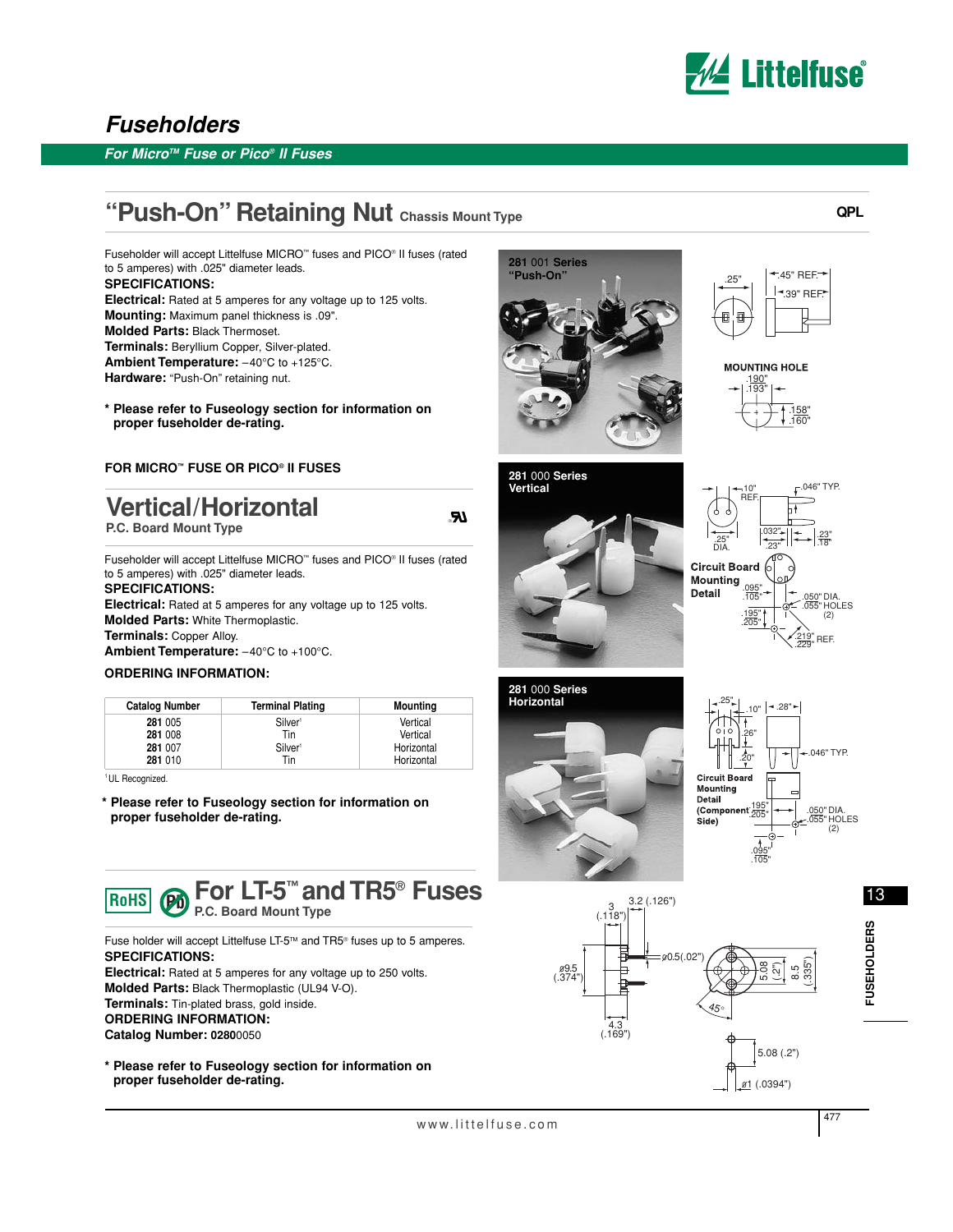# Fuseholders

*For Micro™ Fuse or Pico® II Fuses*

## "Push-On" Retaining Nut Chassis Mount Type

QPL

Fuseholder will accept Littelfuse MICRO™ fuses and PICO® II fuses (rated to 5 amperes) with .025" diameter leads.

**SPECIFICATIONS:**

**Electrical:** Rated at 5 amperes for any voltage up to 125 volts.
**Mounting:** Maximum panel thickness is .09".
**Molded Parts:** Black Thermoset.
**Terminals:** Beryllium Copper, Silver-plated.
**Ambient Temperature:** −40°C to +125°C.
**Hardware:** "Push-On" retaining nut.

**\* Please refer to Fuseology section for information on proper fuseholder de-rating.**

281 001 Series "Push-On"

.25"
.45" REF.
.39" REF.

MOUNTING HOLE
.190"/.193"
.158"/.160"

**FOR MICRO™ FUSE OR PICO® II FUSES**

## Vertical/Horizontal

**P.C. Board Mount Type**

Fuseholder will accept Littelfuse MICRO™ fuses and PICO® II fuses (rated to 5 amperes) with .025" diameter leads.

**SPECIFICATIONS:**

**Electrical:** Rated at 5 amperes for any voltage up to 125 volts.
**Molded Parts:** White Thermoplastic.
**Terminals:** Copper Alloy.
**Ambient Temperature:** −40°C to +100°C.

**ORDERING INFORMATION:**

| Catalog Number | Terminal Plating | Mounting |
|---|---|---|
| **281** 005 | Silver[1] | Vertical |
| **281** 008 | Tin | Vertical |
| **281** 007 | Silver[1] | Horizontal |
| **281** 010 | Tin | Horizontal |

[1] UL Recognized.

**\* Please refer to Fuseology section for information on proper fuseholder de-rating.**

281 000 Series Vertical

.10" REF.
.046" TYP.
.25" DIA.
.032"
.23"
.23"/.18"
Circuit Board Mounting Detail
.095"/.105"
.050" DIA./.055" HOLES (2)
.195"/.205"
.219"/.229" REF.

281 000 Series Horizontal

.25"
.10"
.28"
.26"
.20"
.046" TYP.
Circuit Board Mounting Detail (Component Side)
.195"/.205"
.050" DIA./.055" HOLES (2)
.095"/.105"

## RoHS Pb For LT-5™ and TR5® Fuses

**P.C. Board Mount Type**

Fuse holder will accept Littelfuse LT-5™ and TR5® fuses up to 5 amperes.

**SPECIFICATIONS:**

**Electrical:** Rated at 5 amperes for any voltage up to 250 volts.
**Molded Parts:** Black Thermoplastic (UL94 V-O).
**Terminals:** Tin-plated brass, gold inside.

**ORDERING INFORMATION:**

**Catalog Number: 02800**050

**\* Please refer to Fuseology section for information on proper fuseholder de-rating.**

3 (.118")
3.2 (.126")
ø0.5(.02")
ø9.5 (.374")
4.3 (.169")
5.08 (.2")
8.5 (.335")
45°
5.08 (.2")
ø1 (.0394")

13

FUSEHOLDERS